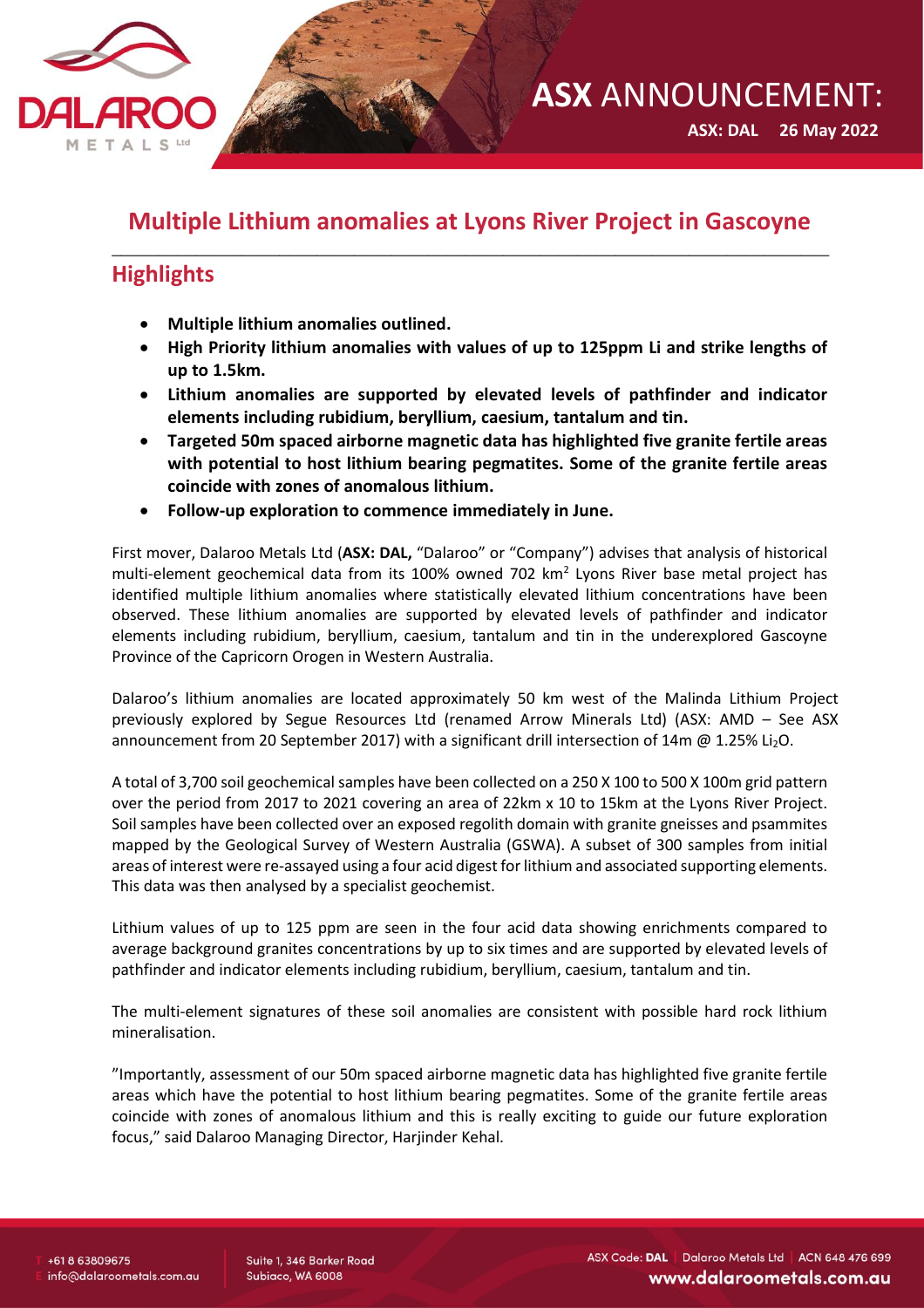**ASX ANNOUNCEMENT:**

**ASX: DAL 26 May 2022**

# Multiple Lithium anomalies at Lyons River Project in Gascoyne

## Highlights

- **Multiple lithium anomalies outlined.**
- **High Priority lithium anomalies with values of up to 125ppm Li and strike lengths of up to 1.5km.**
- **Lithium anomalies are supported by elevated levels of pathfinder and indicator elements including rubidium, beryllium, caesium, tantalum and tin.**
- **Targeted 50m spaced airborne magnetic data has highlighted five granite fertile areas with potential to host lithium bearing pegmatites. Some of the granite fertile areas coincide with zones of anomalous lithium.**
- **Follow-up exploration to commence immediately in June.**

First mover, Dalaroo Metals Ltd (**ASX: DAL,** "Dalaroo" or "Company") advises that analysis of historical multi-element geochemical data from its 100% owned 702 $km^2$ Lyons River base metal project has identified multiple lithium anomalies where statistically elevated lithium concentrations have been observed. These lithium anomalies are supported by elevated levels of pathfinder and indicator elements including rubidium, beryllium, caesium, tantalum and tin in the underexplored Gascoyne Province of the Capricorn Orogen in Western Australia.

Dalaroo's lithium anomalies are located approximately 50 km west of the Malinda Lithium Project previously explored by Segue Resources Ltd (renamed Arrow Minerals Ltd) (ASX: AMD – See ASX announcement from 20 September 2017) with a significant drill intersection of 14m @ 1.25% $Li_2O$.

A total of 3,700 soil geochemical samples have been collected on a 250 X 100 to 500 X 100m grid pattern over the period from 2017 to 2021 covering an area of 22km x 10 to 15km at the Lyons River Project. Soil samples have been collected over an exposed regolith domain with granite gneisses and psammites mapped by the Geological Survey of Western Australia (GSWA). A subset of 300 samples from initial areas of interest were re-assayed using a four acid digest for lithium and associated supporting elements. This data was then analysed by a specialist geochemist.

Lithium values of up to 125 ppm are seen in the four acid data showing enrichments compared to average background granites concentrations by up to six times and are supported by elevated levels of pathfinder and indicator elements including rubidium, beryllium, caesium, tantalum and tin.

The multi-element signatures of these soil anomalies are consistent with possible hard rock lithium mineralisation.

"Importantly, assessment of our 50m spaced airborne magnetic data has highlighted five granite fertile areas which have the potential to host lithium bearing pegmatites. Some of the granite fertile areas coincide with zones of anomalous lithium and this is really exciting to guide our future exploration focus," said Dalaroo Managing Director, Harjinder Kehal.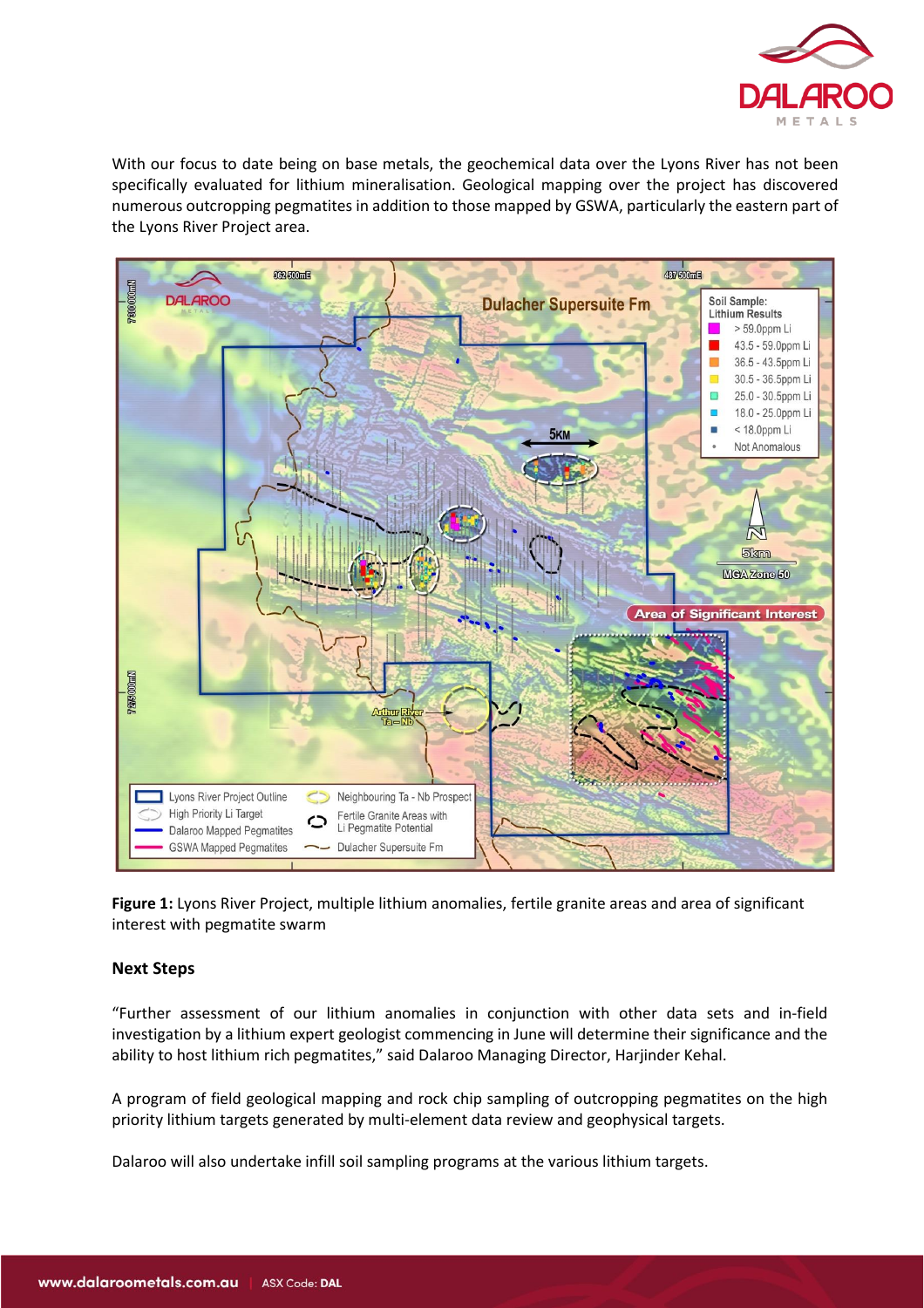With our focus to date being on base metals, the geochemical data over the Lyons River has not been specifically evaluated for lithium mineralisation. Geological mapping over the project has discovered numerous outcropping pegmatites in addition to those mapped by GSWA, particularly the eastern part of the Lyons River Project area.

**Figure 1:** Lyons River Project, multiple lithium anomalies, fertile granite areas and area of significant interest with pegmatite swarm

## Next Steps

"Further assessment of our lithium anomalies in conjunction with other data sets and in-field investigation by a lithium expert geologist commencing in June will determine their significance and the ability to host lithium rich pegmatites," said Dalaroo Managing Director, Harjinder Kehal.

A program of field geological mapping and rock chip sampling of outcropping pegmatites on the high priority lithium targets generated by multi-element data review and geophysical targets.

Dalaroo will also undertake infill soil sampling programs at the various lithium targets.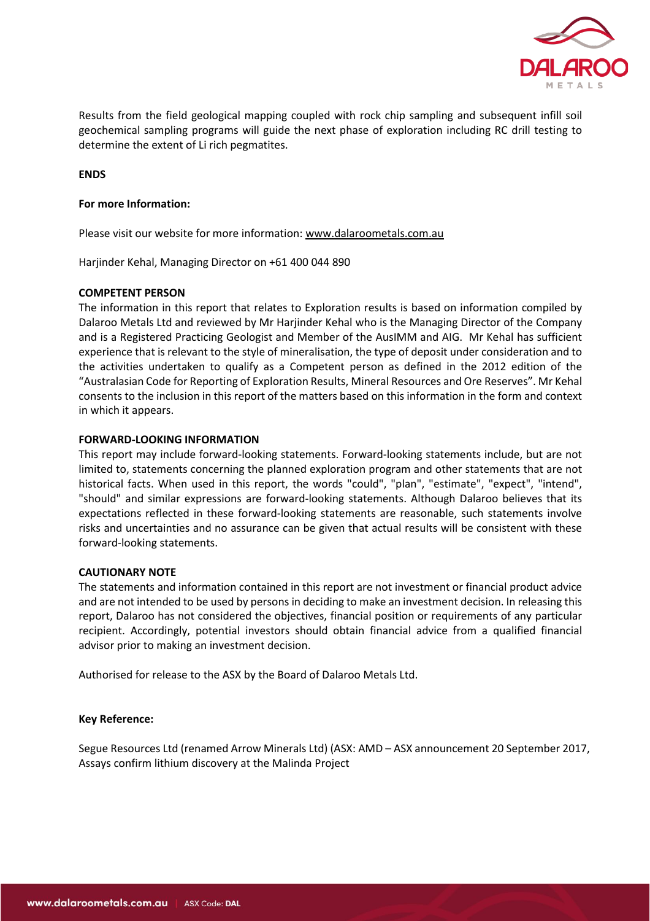Results from the field geological mapping coupled with rock chip sampling and subsequent infill soil geochemical sampling programs will guide the next phase of exploration including RC drill testing to determine the extent of Li rich pegmatites.

**ENDS**

**For more Information:**

Please visit our website for more information: www.dalaroometals.com.au

Harjinder Kehal, Managing Director on +61 400 044 890

**COMPETENT PERSON**

The information in this report that relates to Exploration results is based on information compiled by Dalaroo Metals Ltd and reviewed by Mr Harjinder Kehal who is the Managing Director of the Company and is a Registered Practicing Geologist and Member of the AusIMM and AIG. Mr Kehal has sufficient experience that is relevant to the style of mineralisation, the type of deposit under consideration and to the activities undertaken to qualify as a Competent person as defined in the 2012 edition of the "Australasian Code for Reporting of Exploration Results, Mineral Resources and Ore Reserves". Mr Kehal consents to the inclusion in this report of the matters based on this information in the form and context in which it appears.

**FORWARD-LOOKING INFORMATION**

This report may include forward-looking statements. Forward-looking statements include, but are not limited to, statements concerning the planned exploration program and other statements that are not historical facts. When used in this report, the words "could", "plan", "estimate", "expect", "intend", "should" and similar expressions are forward-looking statements. Although Dalaroo believes that its expectations reflected in these forward-looking statements are reasonable, such statements involve risks and uncertainties and no assurance can be given that actual results will be consistent with these forward-looking statements.

**CAUTIONARY NOTE**

The statements and information contained in this report are not investment or financial product advice and are not intended to be used by persons in deciding to make an investment decision. In releasing this report, Dalaroo has not considered the objectives, financial position or requirements of any particular recipient. Accordingly, potential investors should obtain financial advice from a qualified financial advisor prior to making an investment decision.

Authorised for release to the ASX by the Board of Dalaroo Metals Ltd.

**Key Reference:**

Segue Resources Ltd (renamed Arrow Minerals Ltd) (ASX: AMD – ASX announcement 20 September 2017, Assays confirm lithium discovery at the Malinda Project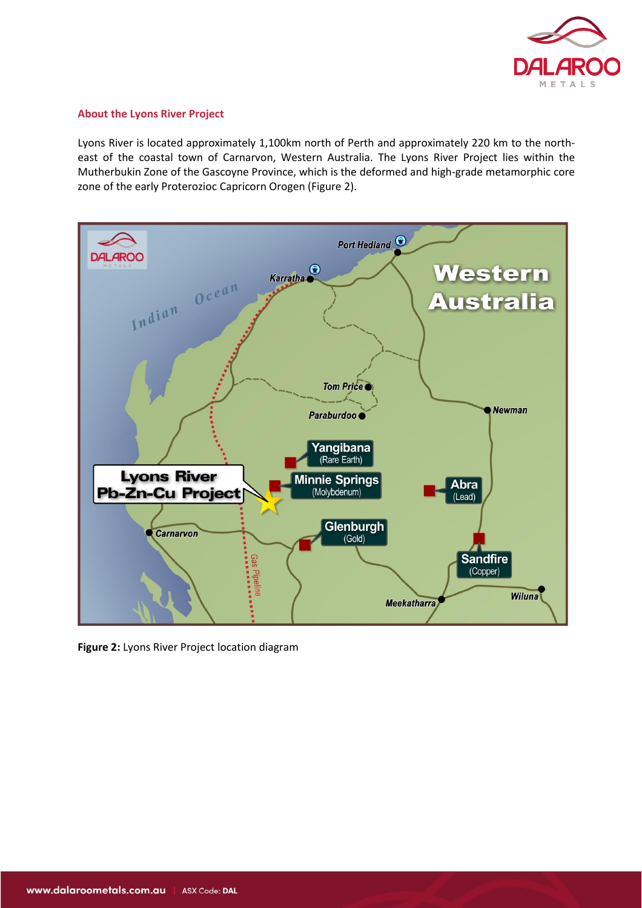### About the Lyons River Project

Lyons River is located approximately 1,100km north of Perth and approximately 220 km to the north-east of the coastal town of Carnarvon, Western Australia. The Lyons River Project lies within the Mutherbukin Zone of the Gascoyne Province, which is the deformed and high-grade metamorphic core zone of the early Proterozioc Capricorn Orogen (Figure 2).

**Figure 2:** Lyons River Project location diagram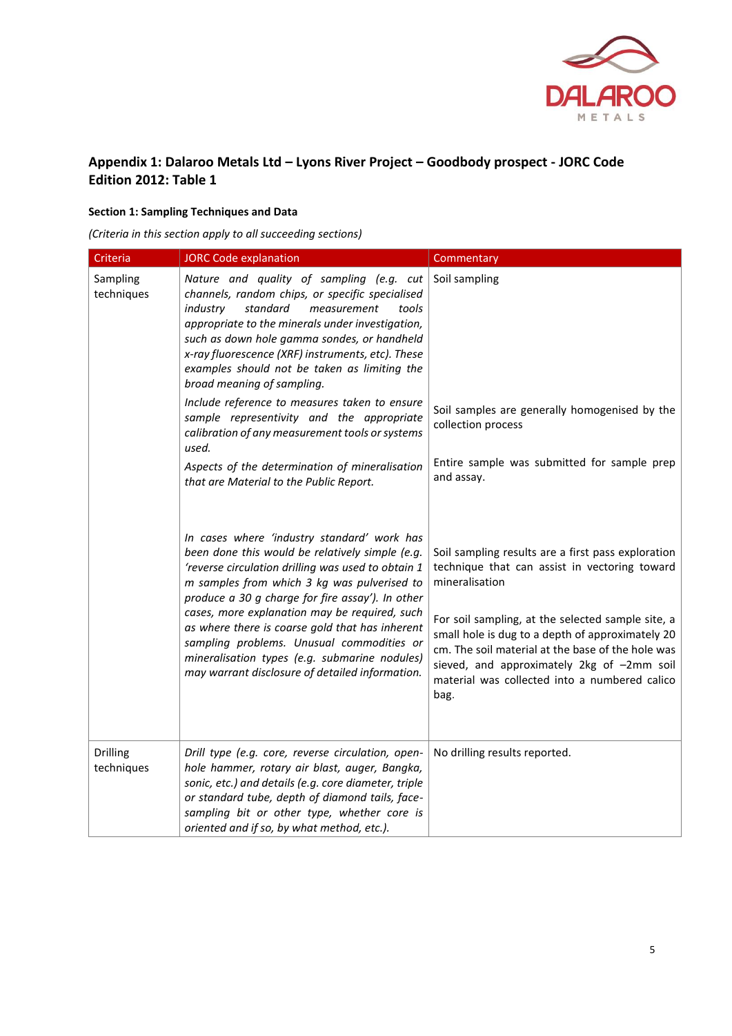## Appendix 1: Dalaroo Metals Ltd – Lyons River Project – Goodbody prospect - JORC Code Edition 2012: Table 1

### Section 1: Sampling Techniques and Data

*(Criteria in this section apply to all succeeding sections)*

| Criteria | JORC Code explanation | Commentary |
|---|---|---|
| Sampling techniques | *Nature and quality of sampling (e.g. cut channels, random chips, or specific specialised industry standard measurement tools appropriate to the minerals under investigation, such as down hole gamma sondes, or handheld x-ray fluorescence (XRF) instruments, etc). These examples should not be taken as limiting the broad meaning of sampling.* | Soil sampling |
| | *Include reference to measures taken to ensure sample representivity and the appropriate calibration of any measurement tools or systems used.* | Soil samples are generally homogenised by the collection process |
| | *Aspects of the determination of mineralisation that are Material to the Public Report.* | Entire sample was submitted for sample prep and assay. |
| | *In cases where 'industry standard' work has been done this would be relatively simple (e.g. 'reverse circulation drilling was used to obtain 1 m samples from which 3 kg was pulverised to produce a 30 g charge for fire assay'). In other cases, more explanation may be required, such as where there is coarse gold that has inherent sampling problems. Unusual commodities or mineralisation types (e.g. submarine nodules) may warrant disclosure of detailed information.* | Soil sampling results are a first pass exploration technique that can assist in vectoring toward mineralisation<br><br>For soil sampling, at the selected sample site, a small hole is dug to a depth of approximately 20 cm. The soil material at the base of the hole was sieved, and approximately 2kg of –2mm soil material was collected into a numbered calico bag. |
| Drilling techniques | *Drill type (e.g. core, reverse circulation, open-hole hammer, rotary air blast, auger, Bangka, sonic, etc.) and details (e.g. core diameter, triple or standard tube, depth of diamond tails, face-sampling bit or other type, whether core is oriented and if so, by what method, etc.).* | No drilling results reported. |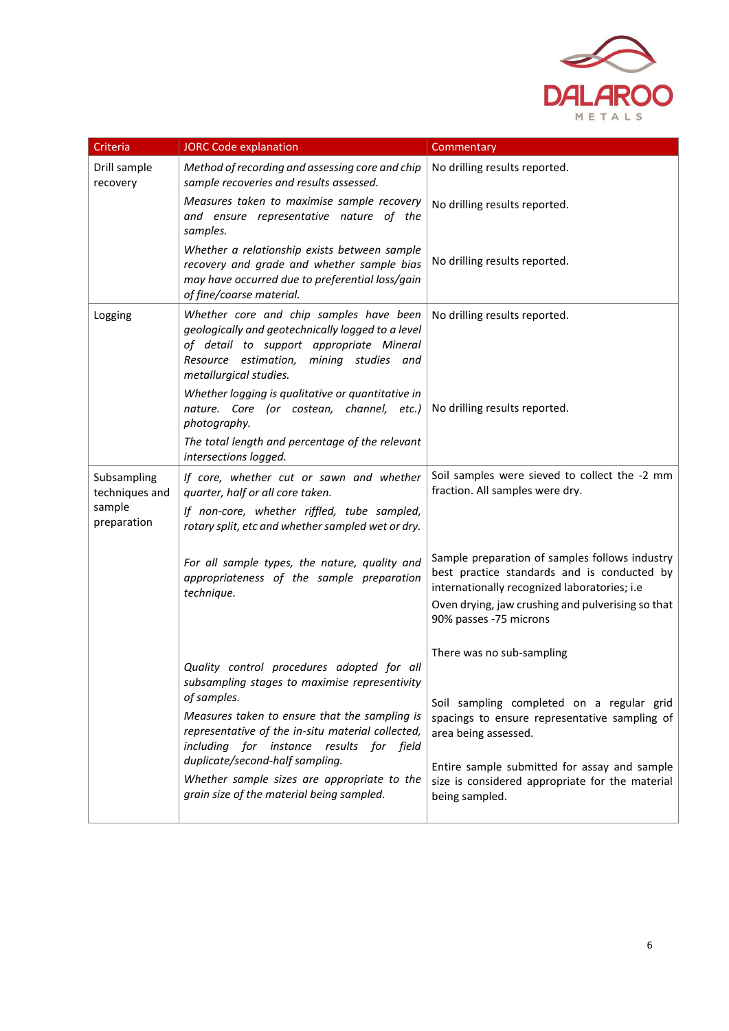| Criteria | JORC Code explanation | Commentary |
|---|---|---|
| Drill sample recovery | *Method of recording and assessing core and chip sample recoveries and results assessed.* | No drilling results reported. |
| | *Measures taken to maximise sample recovery and ensure representative nature of the samples.* | No drilling results reported. |
| | *Whether a relationship exists between sample recovery and grade and whether sample bias may have occurred due to preferential loss/gain of fine/coarse material.* | No drilling results reported. |
| Logging | *Whether core and chip samples have been geologically and geotechnically logged to a level of detail to support appropriate Mineral Resource estimation, mining studies and metallurgical studies.* | No drilling results reported. |
| | *Whether logging is qualitative or quantitative in nature. Core (or costean, channel, etc.) photography.* *The total length and percentage of the relevant intersections logged.* | No drilling results reported. |
| Subsampling techniques and sample preparation | *If core, whether cut or sawn and whether quarter, half or all core taken.* *If non-core, whether riffled, tube sampled, rotary split, etc and whether sampled wet or dry.* | Soil samples were sieved to collect the -2 mm fraction. All samples were dry. |
| | *For all sample types, the nature, quality and appropriateness of the sample preparation technique.* | Sample preparation of samples follows industry best practice standards and is conducted by internationally recognized laboratories; i.e Oven drying, jaw crushing and pulverising so that 90% passes -75 microns |
| | *Quality control procedures adopted for all subsampling stages to maximise representivity of samples.* | There was no sub-sampling |
| | *Measures taken to ensure that the sampling is representative of the in-situ material collected, including for instance results for field duplicate/second-half sampling.* | Soil sampling completed on a regular grid spacings to ensure representative sampling of area being assessed. |
| | *Whether sample sizes are appropriate to the grain size of the material being sampled.* | Entire sample submitted for assay and sample size is considered appropriate for the material being sampled. |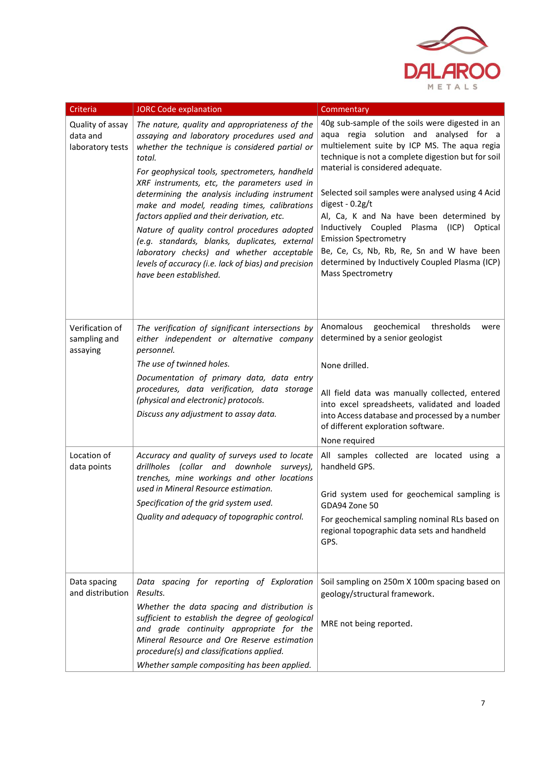| Criteria | JORC Code explanation | Commentary |
|---|---|---|
| Quality of assay data and laboratory tests | *The nature, quality and appropriateness of the assaying and laboratory procedures used and whether the technique is considered partial or total.*<br>*For geophysical tools, spectrometers, handheld XRF instruments, etc, the parameters used in determining the analysis including instrument make and model, reading times, calibrations factors applied and their derivation, etc.*<br>*Nature of quality control procedures adopted (e.g. standards, blanks, duplicates, external laboratory checks) and whether acceptable levels of accuracy (i.e. lack of bias) and precision have been established.* | 40g sub-sample of the soils were digested in an aqua regia solution and analysed for a multielement suite by ICP MS. The aqua regia technique is not a complete digestion but for soil material is considered adequate.<br><br>Selected soil samples were analysed using 4 Acid digest - 0.2g/t<br>Al, Ca, K and Na have been determined by Inductively Coupled Plasma (ICP) Optical Emission Spectrometry<br>Be, Ce, Cs, Nb, Rb, Re, Sn and W have been determined by Inductively Coupled Plasma (ICP) Mass Spectrometry |
| Verification of sampling and assaying | *The verification of significant intersections by either independent or alternative company personnel.*<br>*The use of twinned holes.*<br>*Documentation of primary data, data entry procedures, data verification, data storage (physical and electronic) protocols.*<br>*Discuss any adjustment to assay data.* | Anomalous geochemical thresholds were determined by a senior geologist<br><br>None drilled.<br><br>All field data was manually collected, entered into excel spreadsheets, validated and loaded into Access database and processed by a number of different exploration software.<br>None required |
| Location of data points | *Accuracy and quality of surveys used to locate drillholes (collar and downhole surveys), trenches, mine workings and other locations used in Mineral Resource estimation.*<br>*Specification of the grid system used.*<br>*Quality and adequacy of topographic control.* | All samples collected are located using a handheld GPS.<br><br>Grid system used for geochemical sampling is GDA94 Zone 50<br>For geochemical sampling nominal RLs based on regional topographic data sets and handheld GPS. |
| Data spacing and distribution | *Data spacing for reporting of Exploration Results.*<br>*Whether the data spacing and distribution is sufficient to establish the degree of geological and grade continuity appropriate for the Mineral Resource and Ore Reserve estimation procedure(s) and classifications applied.*<br>*Whether sample compositing has been applied.* | Soil sampling on 250m X 100m spacing based on geology/structural framework.<br><br>MRE not being reported. |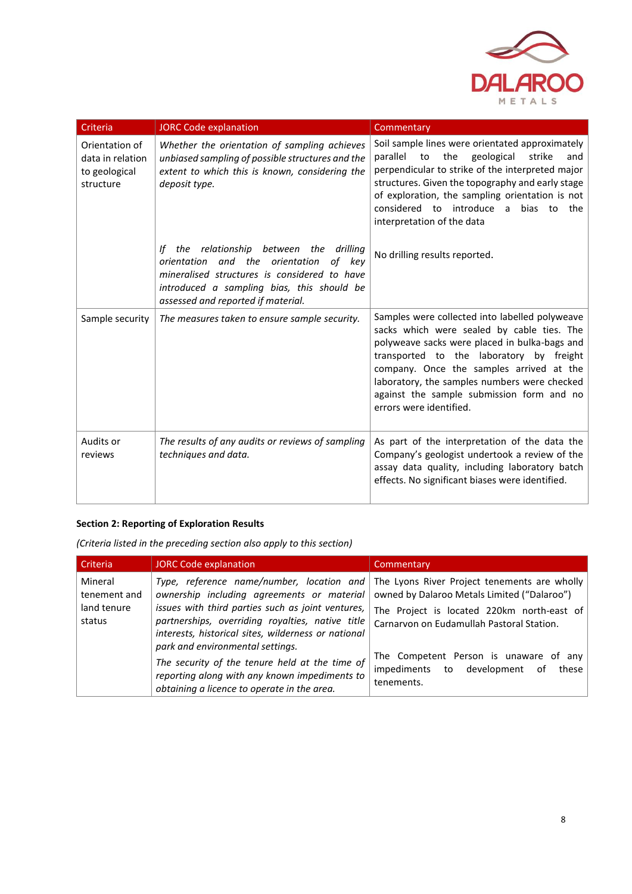| Criteria | JORC Code explanation | Commentary |
|---|---|---|
| Orientation of data in relation to geological structure | *Whether the orientation of sampling achieves unbiased sampling of possible structures and the extent to which this is known, considering the deposit type.* | Soil sample lines were orientated approximately parallel to the geological strike and perpendicular to strike of the interpreted major structures. Given the topography and early stage of exploration, the sampling orientation is not considered to introduce a bias to the interpretation of the data |
| | *If the relationship between the drilling orientation and the orientation of key mineralised structures is considered to have introduced a sampling bias, this should be assessed and reported if material.* | No drilling results reported. |
| Sample security | *The measures taken to ensure sample security.* | Samples were collected into labelled polyweave sacks which were sealed by cable ties. The polyweave sacks were placed in bulka-bags and transported to the laboratory by freight company. Once the samples arrived at the laboratory, the samples numbers were checked against the sample submission form and no errors were identified. |
| Audits or reviews | *The results of any audits or reviews of sampling techniques and data.* | As part of the interpretation of the data the Company's geologist undertook a review of the assay data quality, including laboratory batch effects. No significant biases were identified. |

**Section 2: Reporting of Exploration Results**

*(Criteria listed in the preceding section also apply to this section)*

| Criteria | JORC Code explanation | Commentary |
|---|---|---|
| Mineral tenement and land tenure status | *Type, reference name/number, location and ownership including agreements or material issues with third parties such as joint ventures, partnerships, overriding royalties, native title interests, historical sites, wilderness or national park and environmental settings.* *The security of the tenure held at the time of reporting along with any known impediments to obtaining a licence to operate in the area.* | The Lyons River Project tenements are wholly owned by Dalaroo Metals Limited ("Dalaroo") The Project is located 220km north-east of Carnarvon on Eudamullah Pastoral Station. The Competent Person is unaware of any impediments to development of these tenements. |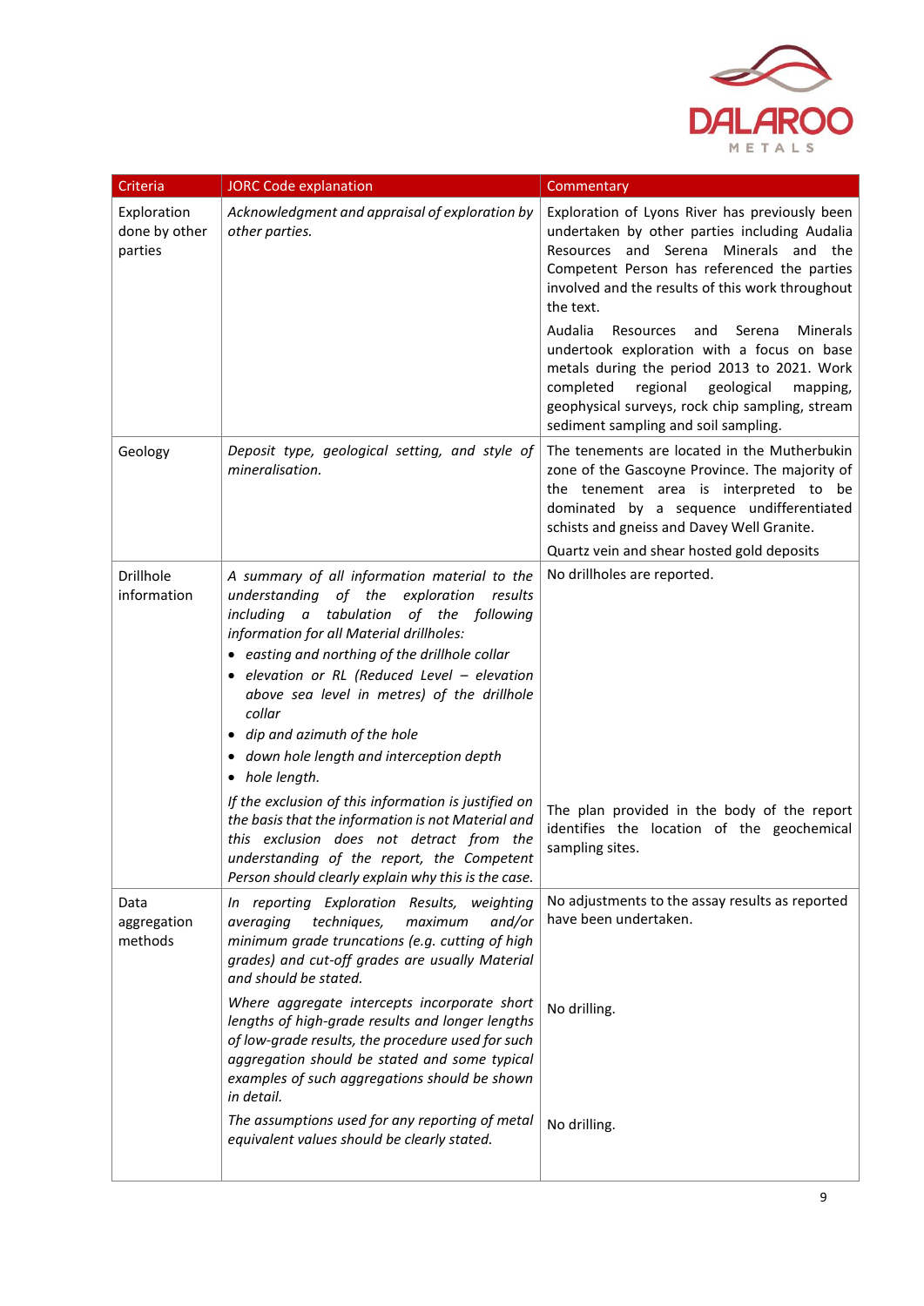| Criteria | JORC Code explanation | Commentary |
|---|---|---|
| Exploration done by other parties | *Acknowledgment and appraisal of exploration by other parties.* | Exploration of Lyons River has previously been undertaken by other parties including Audalia Resources and Serena Minerals and the Competent Person has referenced the parties involved and the results of this work throughout the text.<br><br>Audalia Resources and Serena Minerals undertook exploration with a focus on base metals during the period 2013 to 2021. Work completed regional geological mapping, geophysical surveys, rock chip sampling, stream sediment sampling and soil sampling. |
| Geology | *Deposit type, geological setting, and style of mineralisation.* | The tenements are located in the Mutherbukin zone of the Gascoyne Province. The majority of the tenement area is interpreted to be dominated by a sequence undifferentiated schists and gneiss and Davey Well Granite.<br><br>Quartz vein and shear hosted gold deposits |
| Drillhole information | *A summary of all information material to the understanding of the exploration results including a tabulation of the following information for all Material drillholes:*<br>• *easting and northing of the drillhole collar*<br>• *elevation or RL (Reduced Level – elevation above sea level in metres) of the drillhole collar*<br>• *dip and azimuth of the hole*<br>• *down hole length and interception depth*<br>• *hole length.* | No drillholes are reported. |
| | *If the exclusion of this information is justified on the basis that the information is not Material and this exclusion does not detract from the understanding of the report, the Competent Person should clearly explain why this is the case.* | The plan provided in the body of the report identifies the location of the geochemical sampling sites. |
| Data aggregation methods | *In reporting Exploration Results, weighting averaging techniques, maximum and/or minimum grade truncations (e.g. cutting of high grades) and cut-off grades are usually Material and should be stated.* | No adjustments to the assay results as reported have been undertaken. |
| | *Where aggregate intercepts incorporate short lengths of high-grade results and longer lengths of low-grade results, the procedure used for such aggregation should be stated and some typical examples of such aggregations should be shown in detail.* | No drilling. |
| | *The assumptions used for any reporting of metal equivalent values should be clearly stated.* | No drilling. |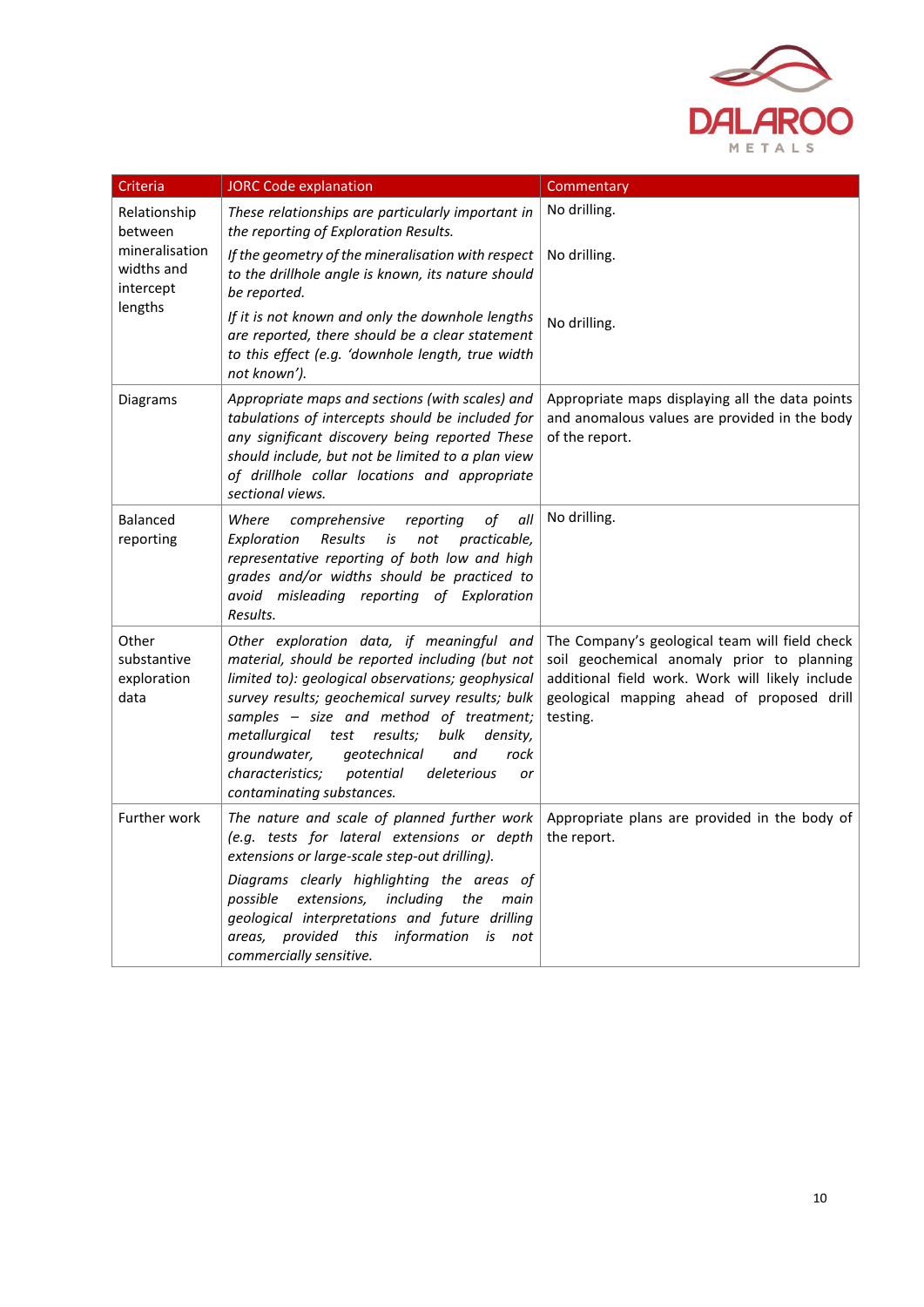| Criteria | JORC Code explanation | Commentary |
|---|---|---|
| Relationship between mineralisation widths and intercept lengths | *These relationships are particularly important in the reporting of Exploration Results.* | No drilling. |
| | *If the geometry of the mineralisation with respect to the drillhole angle is known, its nature should be reported.* | No drilling. |
| | *If it is not known and only the downhole lengths are reported, there should be a clear statement to this effect (e.g. 'downhole length, true width not known').* | No drilling. |
| Diagrams | *Appropriate maps and sections (with scales) and tabulations of intercepts should be included for any significant discovery being reported These should include, but not be limited to a plan view of drillhole collar locations and appropriate sectional views.* | Appropriate maps displaying all the data points and anomalous values are provided in the body of the report. |
| Balanced reporting | *Where comprehensive reporting of all Exploration Results is not practicable, representative reporting of both low and high grades and/or widths should be practiced to avoid misleading reporting of Exploration Results.* | No drilling. |
| Other substantive exploration data | *Other exploration data, if meaningful and material, should be reported including (but not limited to): geological observations; geophysical survey results; geochemical survey results; bulk samples – size and method of treatment; metallurgical test results; bulk density, groundwater, geotechnical and rock characteristics; potential deleterious or contaminating substances.* | The Company's geological team will field check soil geochemical anomaly prior to planning additional field work. Work will likely include geological mapping ahead of proposed drill testing. |
| Further work | *The nature and scale of planned further work (e.g. tests for lateral extensions or depth extensions or large-scale step-out drilling).*<br>*Diagrams clearly highlighting the areas of possible extensions, including the main geological interpretations and future drilling areas, provided this information is not commercially sensitive.* | Appropriate plans are provided in the body of the report. |